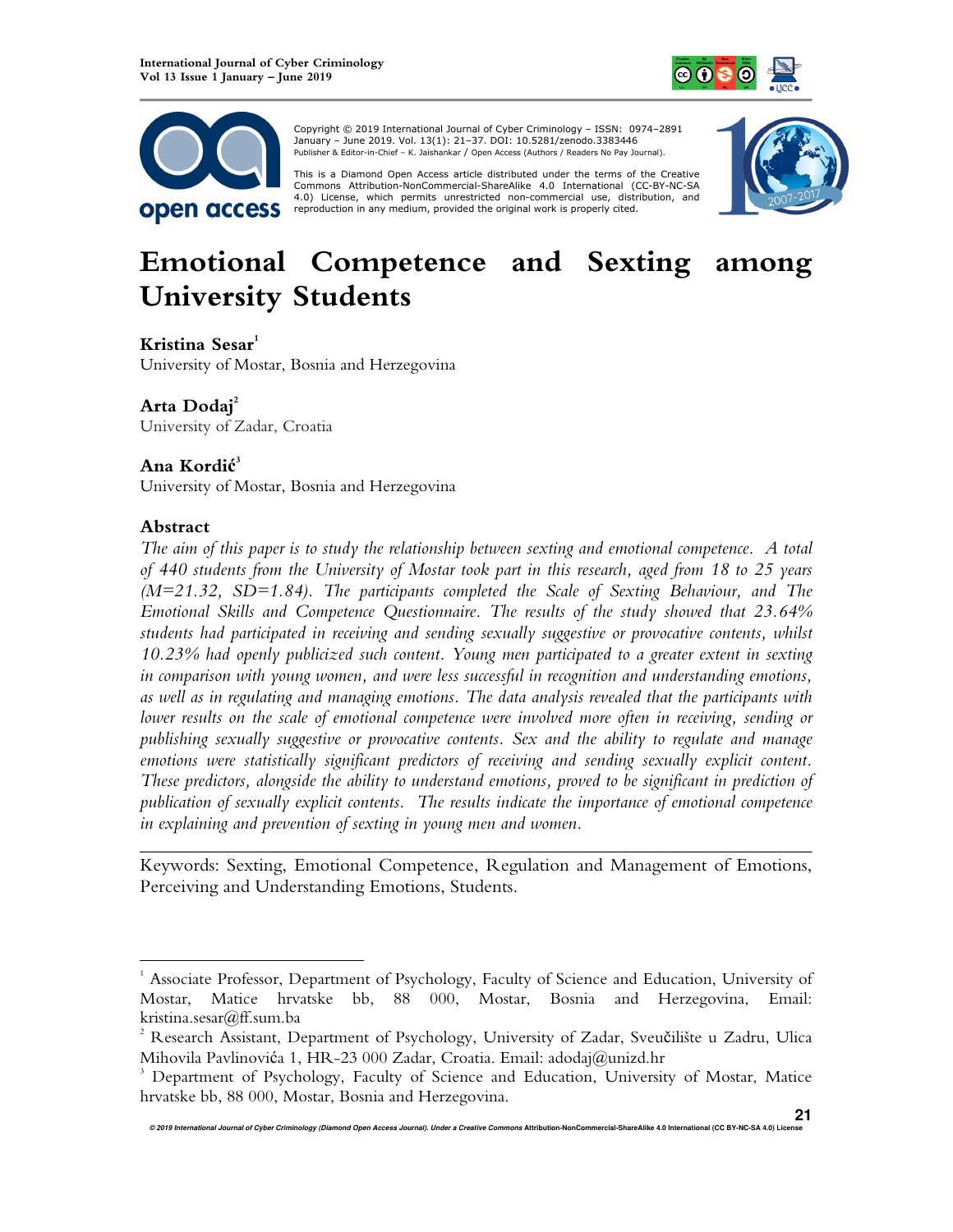Copyright © 2019 International Journal of Cyber Criminology – ISSN: 0974–2891 January – June 2019. Vol. 13(1): 21–37. DOI: 10.5281/zenodo.3383446
Publisher & Editor-in-Chief – K. Jaishankar / Open Access (Authors / Readers No Pay Journal).

This is a Diamond Open Access article distributed under the terms of the Creative Commons Attribution-NonCommercial-ShareAlike 4.0 International (CC-BY-NC-SA 4.0) License, which permits unrestricted non-commercial use, distribution, and reproduction in any medium, provided the original work is properly cited.

# Emotional Competence and Sexting among University Students

**Kristina Sesar**[1]
University of Mostar, Bosnia and Herzegovina

**Arta Dodaj**[2]
University of Zadar, Croatia

**Ana Kordić**[3]
University of Mostar, Bosnia and Herzegovina

## Abstract

*The aim of this paper is to study the relationship between sexting and emotional competence. A total of 440 students from the University of Mostar took part in this research, aged from 18 to 25 years (M=21.32, SD=1.84). The participants completed the Scale of Sexting Behaviour, and The Emotional Skills and Competence Questionnaire. The results of the study showed that 23.64% students had participated in receiving and sending sexually suggestive or provocative contents, whilst 10.23% had openly publicized such content. Young men participated to a greater extent in sexting in comparison with young women, and were less successful in recognition and understanding emotions, as well as in regulating and managing emotions. The data analysis revealed that the participants with lower results on the scale of emotional competence were involved more often in receiving, sending or publishing sexually suggestive or provocative contents. Sex and the ability to regulate and manage emotions were statistically significant predictors of receiving and sending sexually explicit content. These predictors, alongside the ability to understand emotions, proved to be significant in prediction of publication of sexually explicit contents. The results indicate the importance of emotional competence in explaining and prevention of sexting in young men and women.*

---

Keywords: Sexting, Emotional Competence, Regulation and Management of Emotions, Perceiving and Understanding Emotions, Students.

---

[1] Associate Professor, Department of Psychology, Faculty of Science and Education, University of Mostar, Matice hrvatske bb, 88 000, Mostar, Bosnia and Herzegovina, Email: kristina.sesar@ff.sum.ba

[2] Research Assistant, Department of Psychology, University of Zadar, Sveučilište u Zadru, Ulica Mihovila Pavlinovića 1, HR-23 000 Zadar, Croatia. Email: adodaj@unizd.hr

[3] Department of Psychology, Faculty of Science and Education, University of Mostar, Matice hrvatske bb, 88 000, Mostar, Bosnia and Herzegovina.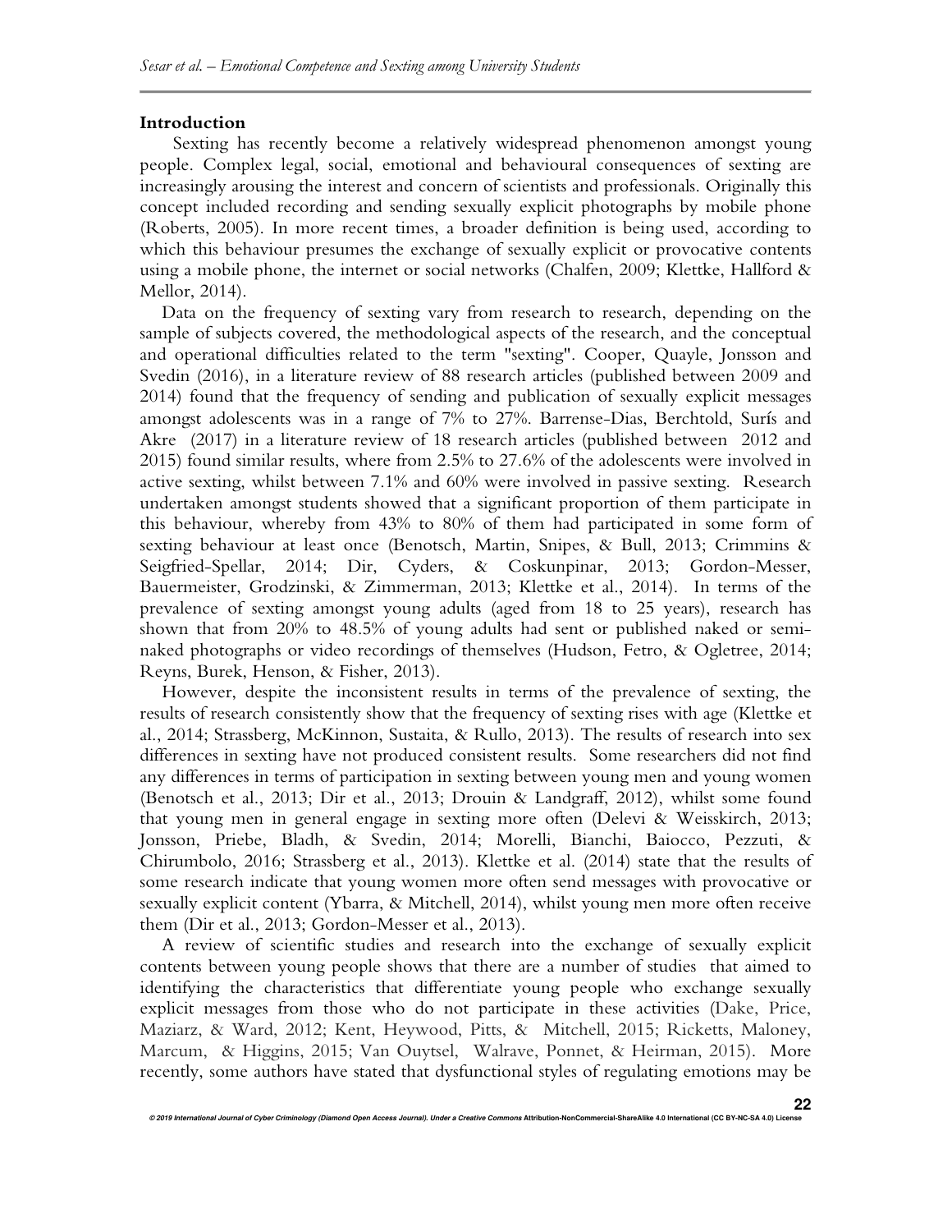**Introduction**

Sexting has recently become a relatively widespread phenomenon amongst young people. Complex legal, social, emotional and behavioural consequences of sexting are increasingly arousing the interest and concern of scientists and professionals. Originally this concept included recording and sending sexually explicit photographs by mobile phone (Roberts, 2005). In more recent times, a broader definition is being used, according to which this behaviour presumes the exchange of sexually explicit or provocative contents using a mobile phone, the internet or social networks (Chalfen, 2009; Klettke, Hallford & Mellor, 2014).

Data on the frequency of sexting vary from research to research, depending on the sample of subjects covered, the methodological aspects of the research, and the conceptual and operational difficulties related to the term "sexting". Cooper, Quayle, Jonsson and Svedin (2016), in a literature review of 88 research articles (published between 2009 and 2014) found that the frequency of sending and publication of sexually explicit messages amongst adolescents was in a range of 7% to 27%. Barrense-Dias, Berchtold, Surís and Akre (2017) in a literature review of 18 research articles (published between 2012 and 2015) found similar results, where from 2.5% to 27.6% of the adolescents were involved in active sexting, whilst between 7.1% and 60% were involved in passive sexting. Research undertaken amongst students showed that a significant proportion of them participate in this behaviour, whereby from 43% to 80% of them had participated in some form of sexting behaviour at least once (Benotsch, Martin, Snipes, & Bull, 2013; Crimmins & Seigfried-Spellar, 2014; Dir, Cyders, & Coskunpinar, 2013; Gordon-Messer, Bauermeister, Grodzinski, & Zimmerman, 2013; Klettke et al., 2014). In terms of the prevalence of sexting amongst young adults (aged from 18 to 25 years), research has shown that from 20% to 48.5% of young adults had sent or published naked or semi-naked photographs or video recordings of themselves (Hudson, Fetro, & Ogletree, 2014; Reyns, Burek, Henson, & Fisher, 2013).

However, despite the inconsistent results in terms of the prevalence of sexting, the results of research consistently show that the frequency of sexting rises with age (Klettke et al., 2014; Strassberg, McKinnon, Sustaita, & Rullo, 2013). The results of research into sex differences in sexting have not produced consistent results. Some researchers did not find any differences in terms of participation in sexting between young men and young women (Benotsch et al., 2013; Dir et al., 2013; Drouin & Landgraff, 2012), whilst some found that young men in general engage in sexting more often (Delevi & Weisskirch, 2013; Jonsson, Priebe, Bladh, & Svedin, 2014; Morelli, Bianchi, Baiocco, Pezzuti, & Chirumbolo, 2016; Strassberg et al., 2013). Klettke et al. (2014) state that the results of some research indicate that young women more often send messages with provocative or sexually explicit content (Ybarra, & Mitchell, 2014), whilst young men more often receive them (Dir et al., 2013; Gordon-Messer et al., 2013).

A review of scientific studies and research into the exchange of sexually explicit contents between young people shows that there are a number of studies that aimed to identifying the characteristics that differentiate young people who exchange sexually explicit messages from those who do not participate in these activities (Dake, Price, Maziarz, & Ward, 2012; Kent, Heywood, Pitts, & Mitchell, 2015; Ricketts, Maloney, Marcum, & Higgins, 2015; Van Ouytsel, Walrave, Ponnet, & Heirman, 2015). More recently, some authors have stated that dysfunctional styles of regulating emotions may be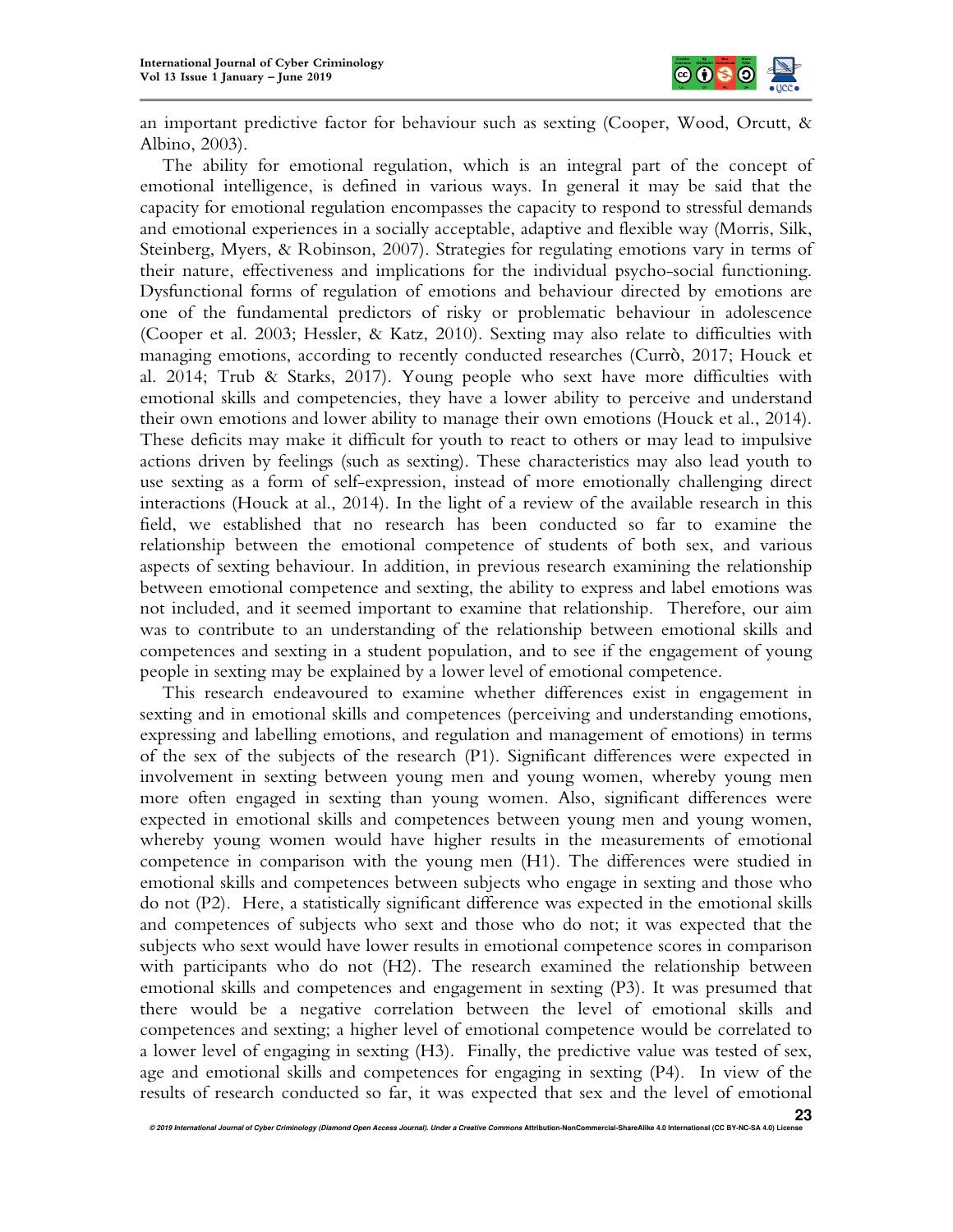an important predictive factor for behaviour such as sexting (Cooper, Wood, Orcutt, & Albino, 2003).

The ability for emotional regulation, which is an integral part of the concept of emotional intelligence, is defined in various ways. In general it may be said that the capacity for emotional regulation encompasses the capacity to respond to stressful demands and emotional experiences in a socially acceptable, adaptive and flexible way (Morris, Silk, Steinberg, Myers, & Robinson, 2007). Strategies for regulating emotions vary in terms of their nature, effectiveness and implications for the individual psycho-social functioning. Dysfunctional forms of regulation of emotions and behaviour directed by emotions are one of the fundamental predictors of risky or problematic behaviour in adolescence (Cooper et al. 2003; Hessler, & Katz, 2010). Sexting may also relate to difficulties with managing emotions, according to recently conducted researches (Currò, 2017; Houck et al. 2014; Trub & Starks, 2017). Young people who sext have more difficulties with emotional skills and competencies, they have a lower ability to perceive and understand their own emotions and lower ability to manage their own emotions (Houck et al., 2014). These deficits may make it difficult for youth to react to others or may lead to impulsive actions driven by feelings (such as sexting). These characteristics may also lead youth to use sexting as a form of self-expression, instead of more emotionally challenging direct interactions (Houck at al., 2014). In the light of a review of the available research in this field, we established that no research has been conducted so far to examine the relationship between the emotional competence of students of both sex, and various aspects of sexting behaviour. In addition, in previous research examining the relationship between emotional competence and sexting, the ability to express and label emotions was not included, and it seemed important to examine that relationship. Therefore, our aim was to contribute to an understanding of the relationship between emotional skills and competences and sexting in a student population, and to see if the engagement of young people in sexting may be explained by a lower level of emotional competence.

This research endeavoured to examine whether differences exist in engagement in sexting and in emotional skills and competences (perceiving and understanding emotions, expressing and labelling emotions, and regulation and management of emotions) in terms of the sex of the subjects of the research (P1). Significant differences were expected in involvement in sexting between young men and young women, whereby young men more often engaged in sexting than young women. Also, significant differences were expected in emotional skills and competences between young men and young women, whereby young women would have higher results in the measurements of emotional competence in comparison with the young men (H1). The differences were studied in emotional skills and competences between subjects who engage in sexting and those who do not (P2). Here, a statistically significant difference was expected in the emotional skills and competences of subjects who sext and those who do not; it was expected that the subjects who sext would have lower results in emotional competence scores in comparison with participants who do not (H2). The research examined the relationship between emotional skills and competences and engagement in sexting (P3). It was presumed that there would be a negative correlation between the level of emotional skills and competences and sexting; a higher level of emotional competence would be correlated to a lower level of engaging in sexting (H3). Finally, the predictive value was tested of sex, age and emotional skills and competences for engaging in sexting (P4). In view of the results of research conducted so far, it was expected that sex and the level of emotional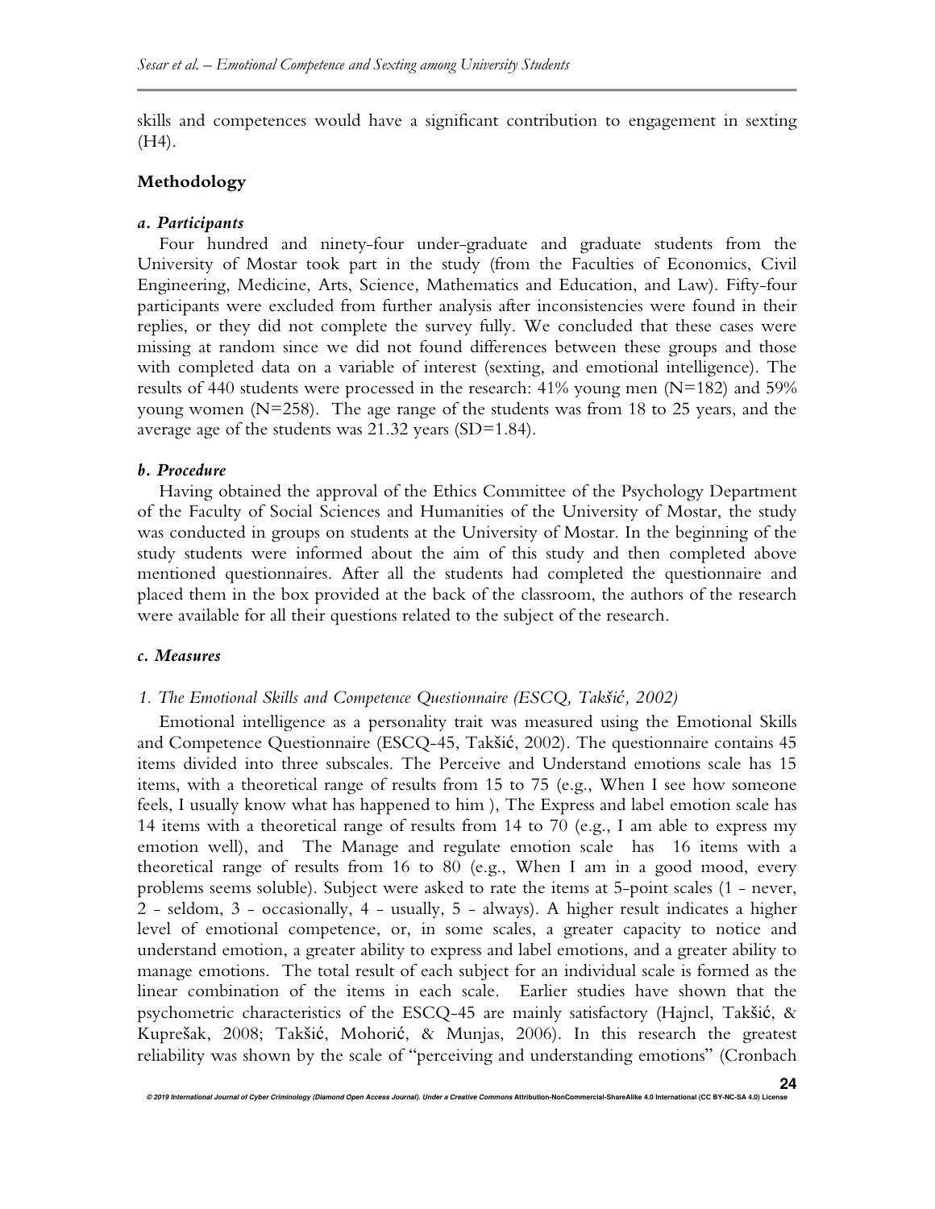skills and competences would have a significant contribution to engagement in sexting (H4).

## Methodology

### *a. Participants*

Four hundred and ninety-four under-graduate and graduate students from the University of Mostar took part in the study (from the Faculties of Economics, Civil Engineering, Medicine, Arts, Science, Mathematics and Education, and Law). Fifty-four participants were excluded from further analysis after inconsistencies were found in their replies, or they did not complete the survey fully. We concluded that these cases were missing at random since we did not found differences between these groups and those with completed data on a variable of interest (sexting, and emotional intelligence). The results of 440 students were processed in the research: 41% young men (N=182) and 59% young women (N=258). The age range of the students was from 18 to 25 years, and the average age of the students was 21.32 years (SD=1.84).

### *b. Procedure*

Having obtained the approval of the Ethics Committee of the Psychology Department of the Faculty of Social Sciences and Humanities of the University of Mostar, the study was conducted in groups on students at the University of Mostar. In the beginning of the study students were informed about the aim of this study and then completed above mentioned questionnaires. After all the students had completed the questionnaire and placed them in the box provided at the back of the classroom, the authors of the research were available for all their questions related to the subject of the research.

### *c. Measures*

*1. The Emotional Skills and Competence Questionnaire (ESCQ, Takšić, 2002)*

Emotional intelligence as a personality trait was measured using the Emotional Skills and Competence Questionnaire (ESCQ-45, Takšić, 2002). The questionnaire contains 45 items divided into three subscales. The Perceive and Understand emotions scale has 15 items, with a theoretical range of results from 15 to 75 (e.g., When I see how someone feels, I usually know what has happened to him ), The Express and label emotion scale has 14 items with a theoretical range of results from 14 to 70 (e.g., I am able to express my emotion well), and The Manage and regulate emotion scale has 16 items with a theoretical range of results from 16 to 80 (e.g., When I am in a good mood, every problems seems soluble). Subject were asked to rate the items at 5-point scales (1 - never, 2 - seldom, 3 - occasionally, 4 - usually, 5 - always). A higher result indicates a higher level of emotional competence, or, in some scales, a greater capacity to notice and understand emotion, a greater ability to express and label emotions, and a greater ability to manage emotions. The total result of each subject for an individual scale is formed as the linear combination of the items in each scale. Earlier studies have shown that the psychometric characteristics of the ESCQ-45 are mainly satisfactory (Hajncl, Takšić, & Kuprešak, 2008; Takšić, Mohorić, & Munjas, 2006). In this research the greatest reliability was shown by the scale of "perceiving and understanding emotions" (Cronbach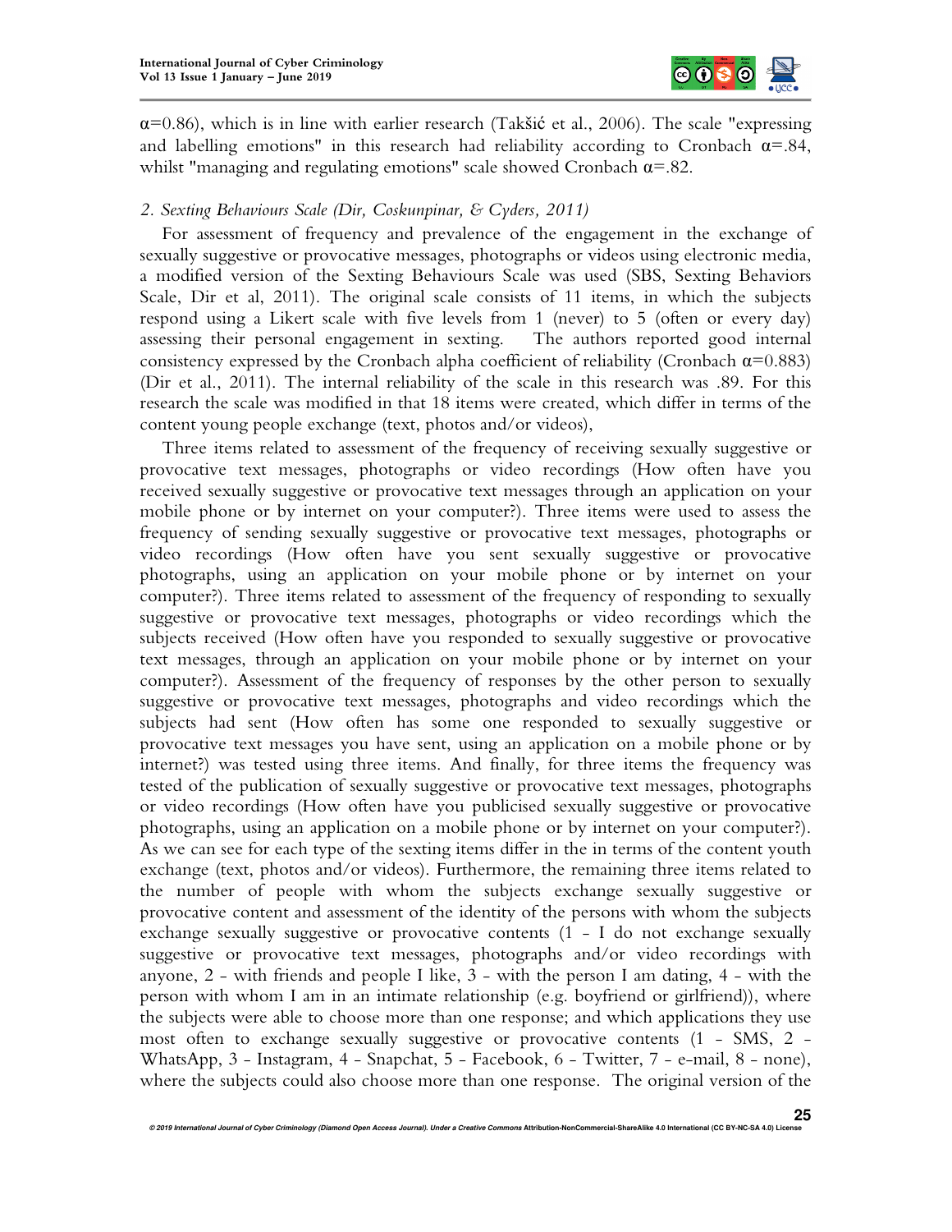$\alpha$=0.86), which is in line with earlier research (Takšić et al., 2006). The scale "expressing and labelling emotions" in this research had reliability according to Cronbach $\alpha$=.84, whilst "managing and regulating emotions" scale showed Cronbach $\alpha$=.82.

*2. Sexting Behaviours Scale (Dir, Coskunpinar, & Cyders, 2011)*

For assessment of frequency and prevalence of the engagement in the exchange of sexually suggestive or provocative messages, photographs or videos using electronic media, a modified version of the Sexting Behaviours Scale was used (SBS, Sexting Behaviors Scale, Dir et al, 2011). The original scale consists of 11 items, in which the subjects respond using a Likert scale with five levels from 1 (never) to 5 (often or every day) assessing their personal engagement in sexting. The authors reported good internal consistency expressed by the Cronbach alpha coefficient of reliability (Cronbach $\alpha$=0.883) (Dir et al., 2011). The internal reliability of the scale in this research was .89. For this research the scale was modified in that 18 items were created, which differ in terms of the content young people exchange (text, photos and/or videos),

Three items related to assessment of the frequency of receiving sexually suggestive or provocative text messages, photographs or video recordings (How often have you received sexually suggestive or provocative text messages through an application on your mobile phone or by internet on your computer?). Three items were used to assess the frequency of sending sexually suggestive or provocative text messages, photographs or video recordings (How often have you sent sexually suggestive or provocative photographs, using an application on your mobile phone or by internet on your computer?). Three items related to assessment of the frequency of responding to sexually suggestive or provocative text messages, photographs or video recordings which the subjects received (How often have you responded to sexually suggestive or provocative text messages, through an application on your mobile phone or by internet on your computer?). Assessment of the frequency of responses by the other person to sexually suggestive or provocative text messages, photographs and video recordings which the subjects had sent (How often has some one responded to sexually suggestive or provocative text messages you have sent, using an application on a mobile phone or by internet?) was tested using three items. And finally, for three items the frequency was tested of the publication of sexually suggestive or provocative text messages, photographs or video recordings (How often have you publicised sexually suggestive or provocative photographs, using an application on a mobile phone or by internet on your computer?). As we can see for each type of the sexting items differ in the in terms of the content youth exchange (text, photos and/or videos). Furthermore, the remaining three items related to the number of people with whom the subjects exchange sexually suggestive or provocative content and assessment of the identity of the persons with whom the subjects exchange sexually suggestive or provocative contents (1 - I do not exchange sexually suggestive or provocative text messages, photographs and/or video recordings with anyone, 2 - with friends and people I like, 3 - with the person I am dating, 4 - with the person with whom I am in an intimate relationship (e.g. boyfriend or girlfriend)), where the subjects were able to choose more than one response; and which applications they use most often to exchange sexually suggestive or provocative contents (1 - SMS, 2 - WhatsApp, 3 - Instagram, 4 - Snapchat, 5 - Facebook, 6 - Twitter, 7 - e-mail, 8 - none), where the subjects could also choose more than one response. The original version of the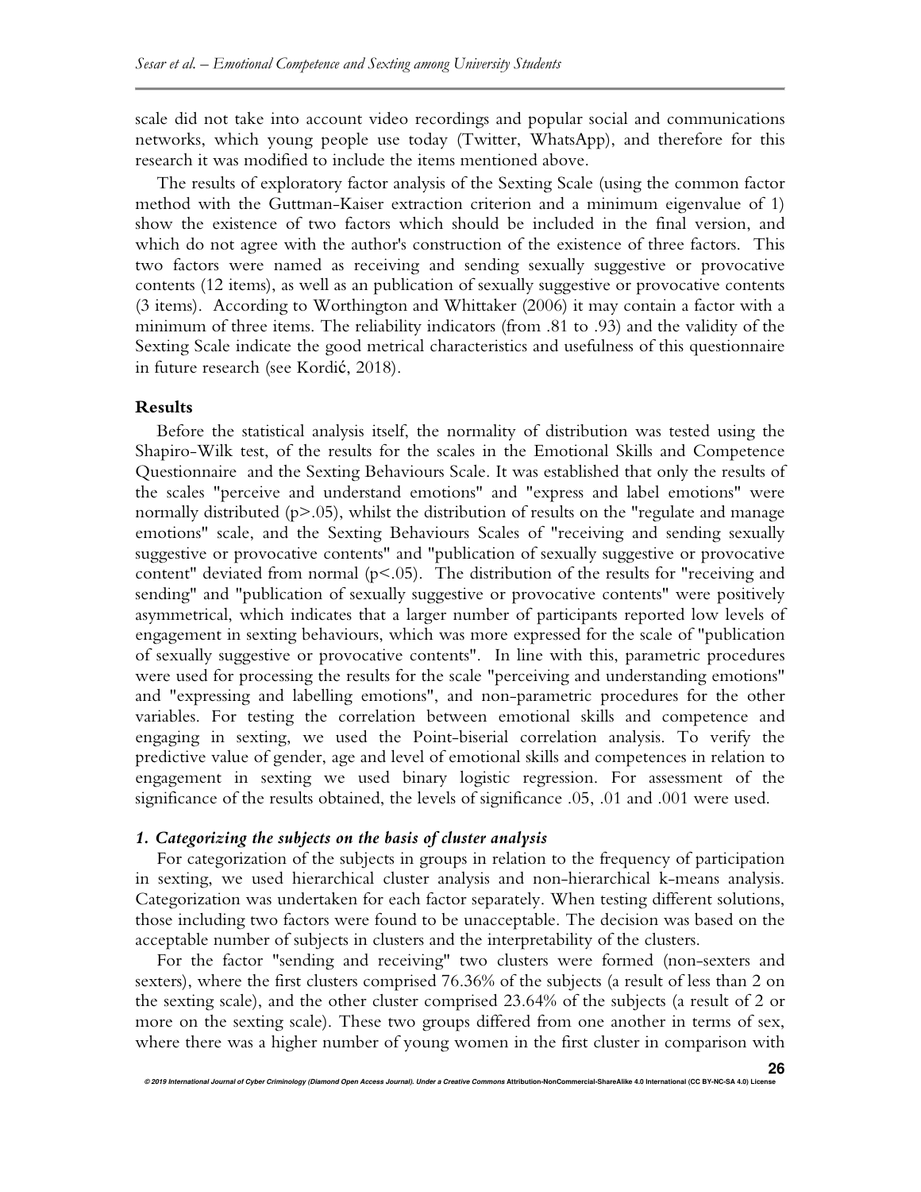scale did not take into account video recordings and popular social and communications networks, which young people use today (Twitter, WhatsApp), and therefore for this research it was modified to include the items mentioned above.

The results of exploratory factor analysis of the Sexting Scale (using the common factor method with the Guttman-Kaiser extraction criterion and a minimum eigenvalue of 1) show the existence of two factors which should be included in the final version, and which do not agree with the author's construction of the existence of three factors. This two factors were named as receiving and sending sexually suggestive or provocative contents (12 items), as well as an publication of sexually suggestive or provocative contents (3 items). According to Worthington and Whittaker (2006) it may contain a factor with a minimum of three items. The reliability indicators (from .81 to .93) and the validity of the Sexting Scale indicate the good metrical characteristics and usefulness of this questionnaire in future research (see Kordić, 2018).

## Results

Before the statistical analysis itself, the normality of distribution was tested using the Shapiro-Wilk test, of the results for the scales in the Emotional Skills and Competence Questionnaire and the Sexting Behaviours Scale. It was established that only the results of the scales "perceive and understand emotions" and "express and label emotions" were normally distributed ($p>.05$), whilst the distribution of results on the "regulate and manage emotions" scale, and the Sexting Behaviours Scales of "receiving and sending sexually suggestive or provocative contents" and "publication of sexually suggestive or provocative content" deviated from normal ($p<.05$). The distribution of the results for "receiving and sending" and "publication of sexually suggestive or provocative contents" were positively asymmetrical, which indicates that a larger number of participants reported low levels of engagement in sexting behaviours, which was more expressed for the scale of "publication of sexually suggestive or provocative contents". In line with this, parametric procedures were used for processing the results for the scale "perceiving and understanding emotions" and "expressing and labelling emotions", and non-parametric procedures for the other variables. For testing the correlation between emotional skills and competence and engaging in sexting, we used the Point-biserial correlation analysis. To verify the predictive value of gender, age and level of emotional skills and competences in relation to engagement in sexting we used binary logistic regression. For assessment of the significance of the results obtained, the levels of significance .05, .01 and .001 were used.

### *1. Categorizing the subjects on the basis of cluster analysis*

For categorization of the subjects in groups in relation to the frequency of participation in sexting, we used hierarchical cluster analysis and non-hierarchical k-means analysis. Categorization was undertaken for each factor separately. When testing different solutions, those including two factors were found to be unacceptable. The decision was based on the acceptable number of subjects in clusters and the interpretability of the clusters.

For the factor "sending and receiving" two clusters were formed (non-sexters and sexters), where the first clusters comprised 76.36% of the subjects (a result of less than 2 on the sexting scale), and the other cluster comprised 23.64% of the subjects (a result of 2 or more on the sexting scale). These two groups differed from one another in terms of sex, where there was a higher number of young women in the first cluster in comparison with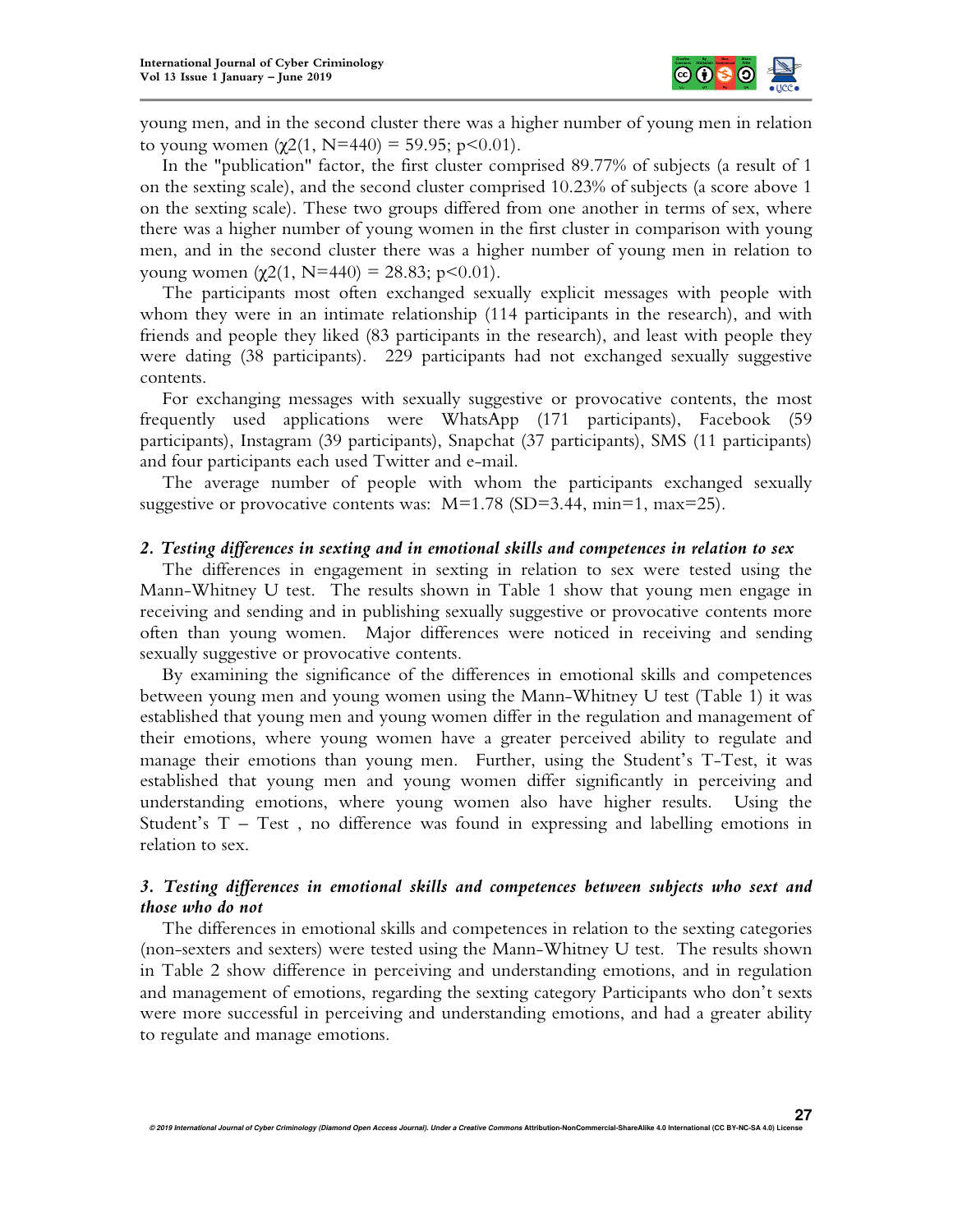young men, and in the second cluster there was a higher number of young men in relation to young women ($\chi 2(1, N=440) = 59.95$; $p<0.01$).

In the "publication" factor, the first cluster comprised 89.77% of subjects (a result of 1 on the sexting scale), and the second cluster comprised 10.23% of subjects (a score above 1 on the sexting scale). These two groups differed from one another in terms of sex, where there was a higher number of young women in the first cluster in comparison with young men, and in the second cluster there was a higher number of young men in relation to young women ($\chi 2(1, N=440) = 28.83$; $p<0.01$).

The participants most often exchanged sexually explicit messages with people with whom they were in an intimate relationship (114 participants in the research), and with friends and people they liked (83 participants in the research), and least with people they were dating (38 participants). 229 participants had not exchanged sexually suggestive contents.

For exchanging messages with sexually suggestive or provocative contents, the most frequently used applications were WhatsApp (171 participants), Facebook (59 participants), Instagram (39 participants), Snapchat (37 participants), SMS (11 participants) and four participants each used Twitter and e-mail.

The average number of people with whom the participants exchanged sexually suggestive or provocative contents was: $M=1.78$ ($SD=3.44$, min=1, max=25).

### *2. Testing differences in sexting and in emotional skills and competences in relation to sex*

The differences in engagement in sexting in relation to sex were tested using the Mann-Whitney U test. The results shown in Table 1 show that young men engage in receiving and sending and in publishing sexually suggestive or provocative contents more often than young women. Major differences were noticed in receiving and sending sexually suggestive or provocative contents.

By examining the significance of the differences in emotional skills and competences between young men and young women using the Mann-Whitney U test (Table 1) it was established that young men and young women differ in the regulation and management of their emotions, where young women have a greater perceived ability to regulate and manage their emotions than young men. Further, using the Student's T-Test, it was established that young men and young women differ significantly in perceiving and understanding emotions, where young women also have higher results. Using the Student's T – Test , no difference was found in expressing and labelling emotions in relation to sex.

### *3. Testing differences in emotional skills and competences between subjects who sext and those who do not*

The differences in emotional skills and competences in relation to the sexting categories (non-sexters and sexters) were tested using the Mann-Whitney U test. The results shown in Table 2 show difference in perceiving and understanding emotions, and in regulation and management of emotions, regarding the sexting category Participants who don't sexts were more successful in perceiving and understanding emotions, and had a greater ability to regulate and manage emotions.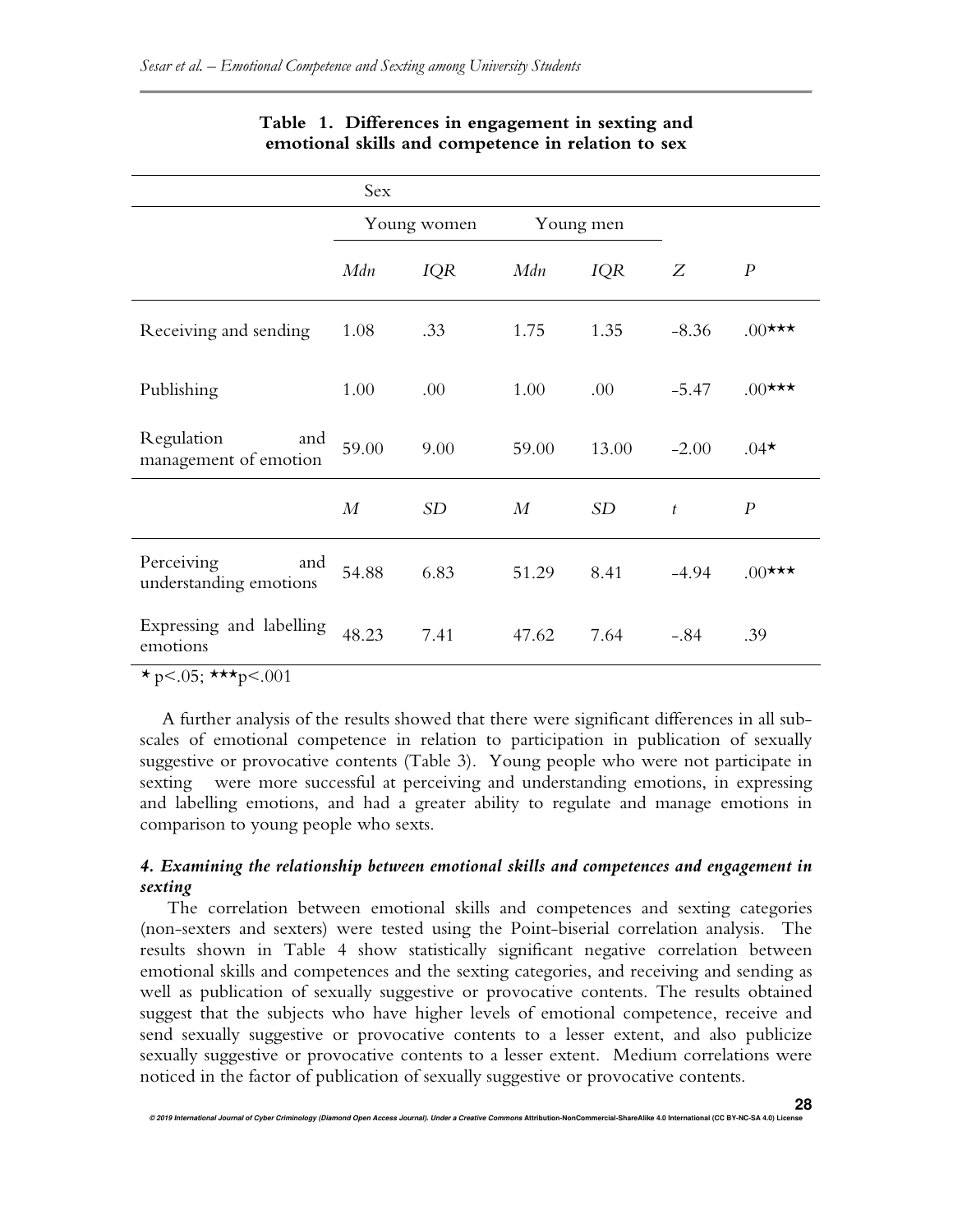**Table 1. Differences in engagement in sexting and emotional skills and competence in relation to sex**

| | Sex | | | | | |
|---|---|---|---|---|---|---|
| | Young women | | Young men | | | |
| | *Mdn* | *IQR* | *Mdn* | *IQR* | *Z* | *P* |
| Receiving and sending | 1.08 | .33 | 1.75 | 1.35 | -8.36 | .00*** |
| Publishing | 1.00 | .00 | 1.00 | .00 | -5.47 | .00*** |
| Regulation and management of emotion | 59.00 | 9.00 | 59.00 | 13.00 | -2.00 | .04* |
| | *M* | *SD* | *M* | *SD* | *t* | *P* |
| Perceiving and understanding emotions | 54.88 | 6.83 | 51.29 | 8.41 | -4.94 | .00*** |
| Expressing and labelling emotions | 48.23 | 7.41 | 47.62 | 7.64 | -.84 | .39 |

* $p<.05$; *** $p<.001$

A further analysis of the results showed that there were significant differences in all sub-scales of emotional competence in relation to participation in publication of sexually suggestive or provocative contents (Table 3). Young people who were not participate in sexting were more successful at perceiving and understanding emotions, in expressing and labelling emotions, and had a greater ability to regulate and manage emotions in comparison to young people who sexts.

### *4. Examining the relationship between emotional skills and competences and engagement in sexting*

The correlation between emotional skills and competences and sexting categories (non-sexters and sexters) were tested using the Point-biserial correlation analysis. The results shown in Table 4 show statistically significant negative correlation between emotional skills and competences and the sexting categories, and receiving and sending as well as publication of sexually suggestive or provocative contents. The results obtained suggest that the subjects who have higher levels of emotional competence, receive and send sexually suggestive or provocative contents to a lesser extent, and also publicize sexually suggestive or provocative contents to a lesser extent. Medium correlations were noticed in the factor of publication of sexually suggestive or provocative contents.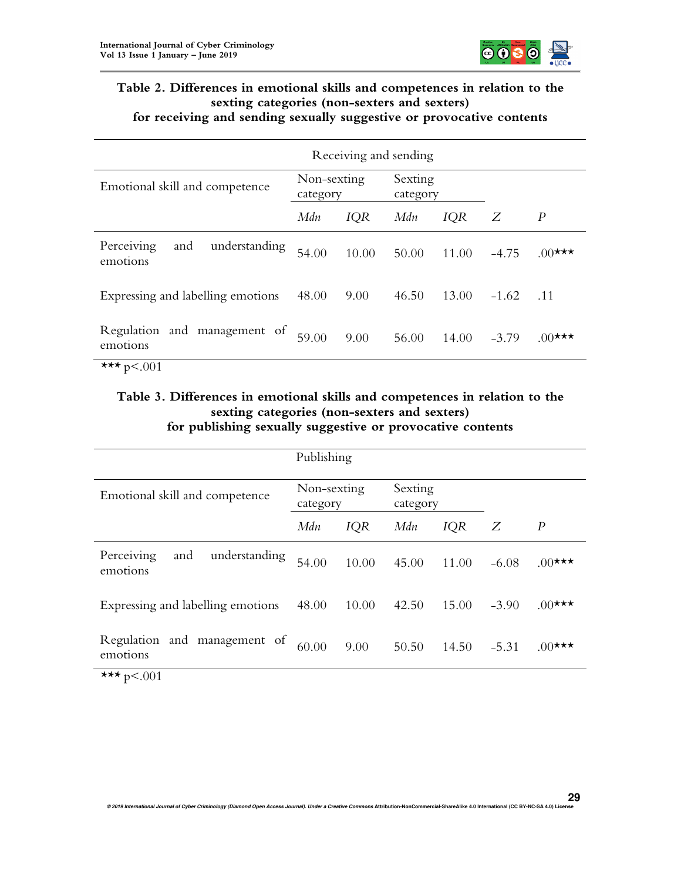**Table 2. Differences in emotional skills and competences in relation to the sexting categories (non-sexters and sexters) for receiving and sending sexually suggestive or provocative contents**

| | Receiving and sending | | | | | |
|---|---|---|---|---|---|---|
| Emotional skill and competence | Non-sexting category | | Sexting category | | | |
| | *Mdn* | *IQR* | *Mdn* | *IQR* | *Z* | *P* |
| Perceiving and understanding emotions | 54.00 | 10.00 | 50.00 | 11.00 | -4.75 | .00*** |
| Expressing and labelling emotions | 48.00 | 9.00 | 46.50 | 13.00 | -1.62 | .11 |
| Regulation and management of emotions | 59.00 | 9.00 | 56.00 | 14.00 | -3.79 | .00*** |

*** $p<.001$

**Table 3. Differences in emotional skills and competences in relation to the sexting categories (non-sexters and sexters) for publishing sexually suggestive or provocative contents**

| | Publishing | | | | | |
|---|---|---|---|---|---|---|
| Emotional skill and competence | Non-sexting category | | Sexting category | | | |
| | *Mdn* | *IQR* | *Mdn* | *IQR* | *Z* | *P* |
| Perceiving and understanding emotions | 54.00 | 10.00 | 45.00 | 11.00 | -6.08 | .00*** |
| Expressing and labelling emotions | 48.00 | 10.00 | 42.50 | 15.00 | -3.90 | .00*** |
| Regulation and management of emotions | 60.00 | 9.00 | 50.50 | 14.50 | -5.31 | .00*** |

*** $p<.001$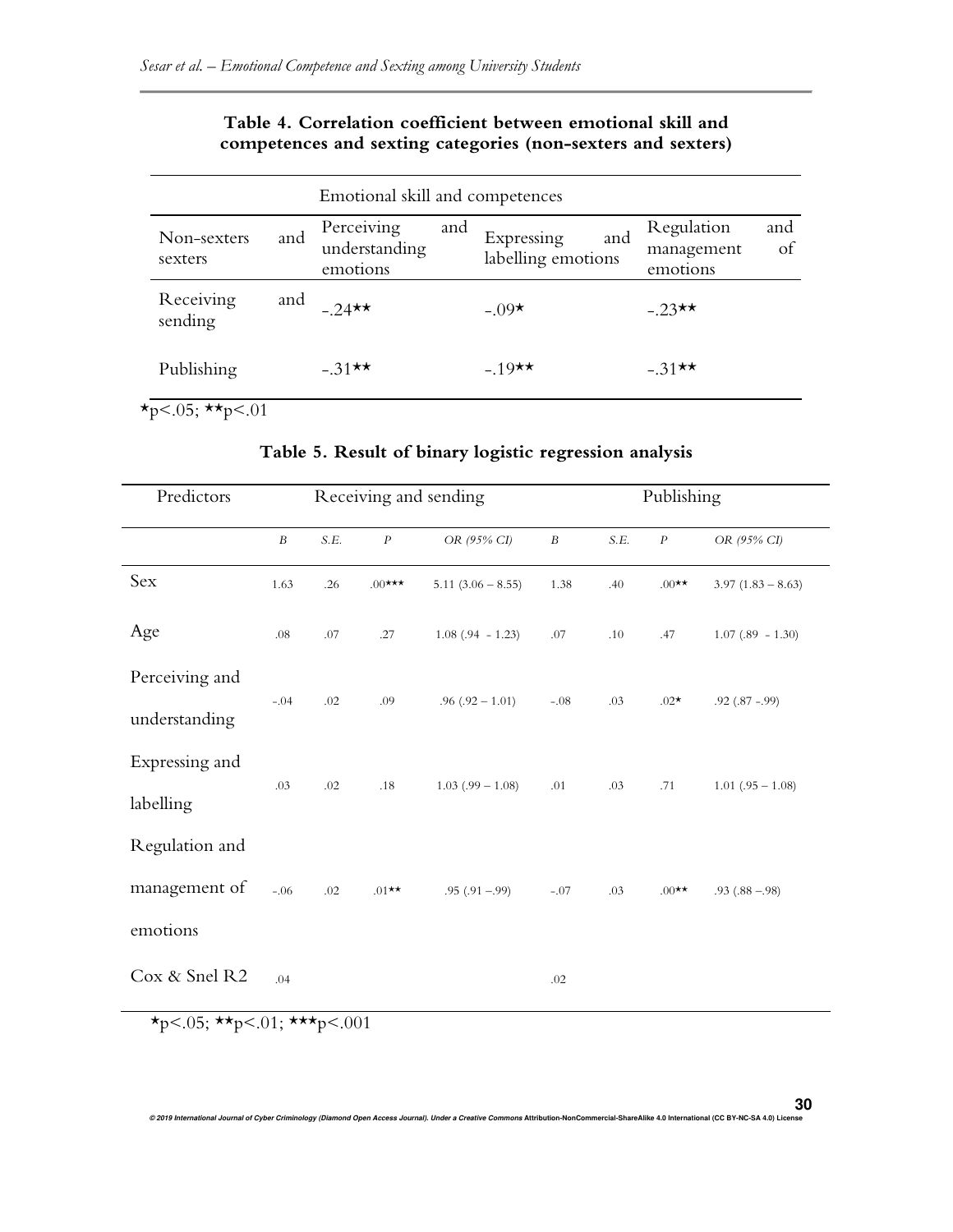**Table 4. Correlation coefficient between emotional skill and competences and sexting categories (non-sexters and sexters)**

| | Emotional skill and competences | | |
|---|---|---|---|
| Non-sexters and sexters | Perceiving and understanding emotions | Expressing and labelling emotions | Regulation and management of emotions |
| Receiving and sending | -.24** | -.09* | -.23** |
| Publishing | -.31** | -.19** | -.31** |

*p<.05; **p<.01

**Table 5. Result of binary logistic regression analysis**

| Predictors | Receiving and sending | | | | Publishing | | | |
|---|---|---|---|---|---|---|---|---|
| | *B* | *S.E.* | *P* | *OR (95% CI)* | *B* | *S.E.* | *P* | *OR (95% CI)* |
| Sex | 1.63 | .26 | .00*** | 5.11 (3.06 – 8.55) | 1.38 | .40 | .00** | 3.97 (1.83 – 8.63) |
| Age | .08 | .07 | .27 | 1.08 (.94 - 1.23) | .07 | .10 | .47 | 1.07 (.89 - 1.30) |
| Perceiving and understanding | -.04 | .02 | .09 | .96 (.92 – 1.01) | -.08 | .03 | .02* | .92 (.87 -.99) |
| Expressing and labelling | .03 | .02 | .18 | 1.03 (.99 – 1.08) | .01 | .03 | .71 | 1.01 (.95 – 1.08) |
| Regulation and management of emotions | -.06 | .02 | .01** | .95 (.91 –.99) | -.07 | .03 | .00** | .93 (.88 –.98) |
| Cox & Snel R2 | .04 | | | | .02 | | | |

*p<.05; **p<.01; ***p<.001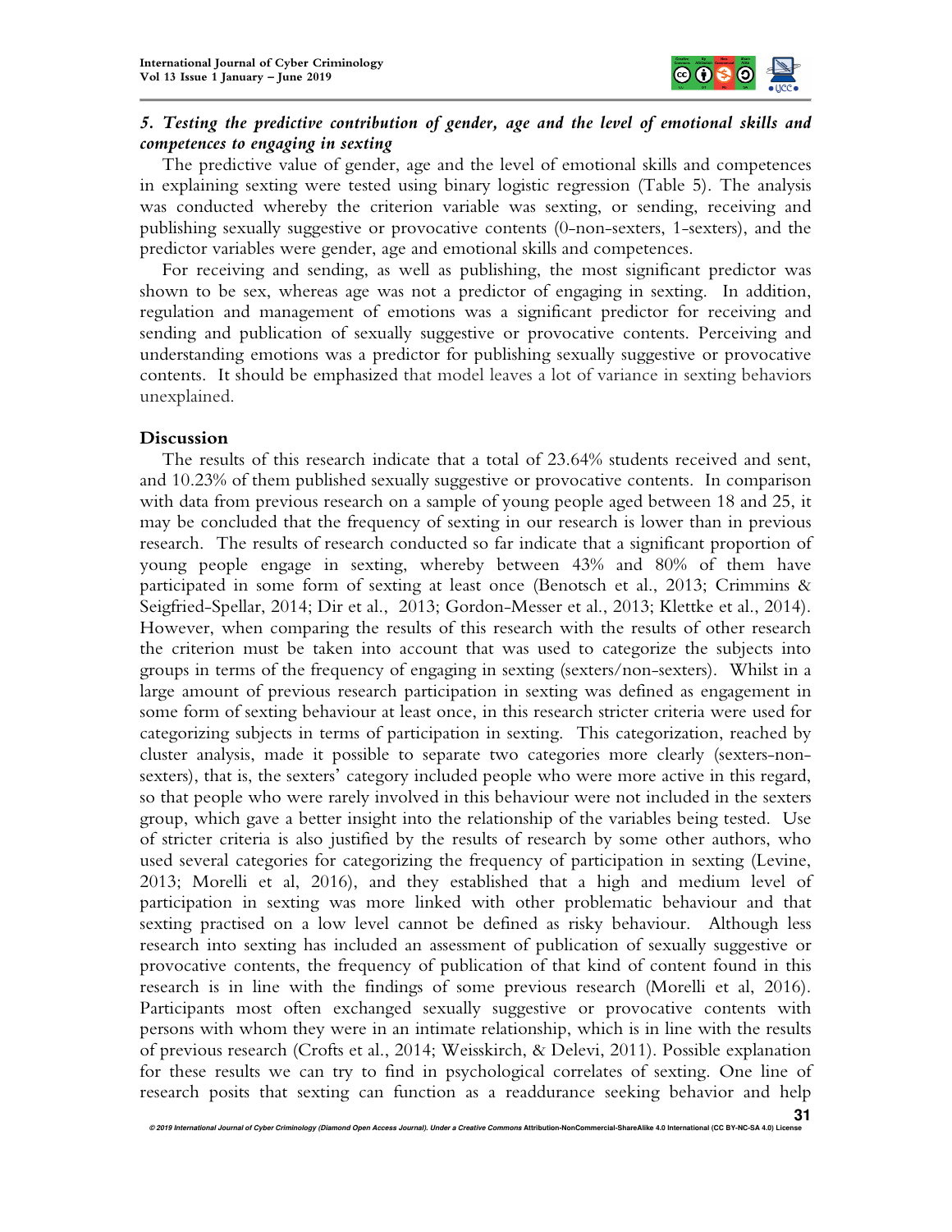### *5. Testing the predictive contribution of gender, age and the level of emotional skills and competences to engaging in sexting*

The predictive value of gender, age and the level of emotional skills and competences in explaining sexting were tested using binary logistic regression (Table 5). The analysis was conducted whereby the criterion variable was sexting, or sending, receiving and publishing sexually suggestive or provocative contents (0-non-sexters, 1-sexters), and the predictor variables were gender, age and emotional skills and competences.

For receiving and sending, as well as publishing, the most significant predictor was shown to be sex, whereas age was not a predictor of engaging in sexting. In addition, regulation and management of emotions was a significant predictor for receiving and sending and publication of sexually suggestive or provocative contents. Perceiving and understanding emotions was a predictor for publishing sexually suggestive or provocative contents. It should be emphasized that model leaves a lot of variance in sexting behaviors unexplained.

## Discussion

The results of this research indicate that a total of 23.64% students received and sent, and 10.23% of them published sexually suggestive or provocative contents. In comparison with data from previous research on a sample of young people aged between 18 and 25, it may be concluded that the frequency of sexting in our research is lower than in previous research. The results of research conducted so far indicate that a significant proportion of young people engage in sexting, whereby between 43% and 80% of them have participated in some form of sexting at least once (Benotsch et al., 2013; Crimmins & Seigfried-Spellar, 2014; Dir et al., 2013; Gordon-Messer et al., 2013; Klettke et al., 2014). However, when comparing the results of this research with the results of other research the criterion must be taken into account that was used to categorize the subjects into groups in terms of the frequency of engaging in sexting (sexters/non-sexters). Whilst in a large amount of previous research participation in sexting was defined as engagement in some form of sexting behaviour at least once, in this research stricter criteria were used for categorizing subjects in terms of participation in sexting. This categorization, reached by cluster analysis, made it possible to separate two categories more clearly (sexters-non-sexters), that is, the sexters' category included people who were more active in this regard, so that people who were rarely involved in this behaviour were not included in the sexters group, which gave a better insight into the relationship of the variables being tested. Use of stricter criteria is also justified by the results of research by some other authors, who used several categories for categorizing the frequency of participation in sexting (Levine, 2013; Morelli et al, 2016), and they established that a high and medium level of participation in sexting was more linked with other problematic behaviour and that sexting practised on a low level cannot be defined as risky behaviour. Although less research into sexting has included an assessment of publication of sexually suggestive or provocative contents, the frequency of publication of that kind of content found in this research is in line with the findings of some previous research (Morelli et al, 2016). Participants most often exchanged sexually suggestive or provocative contents with persons with whom they were in an intimate relationship, which is in line with the results of previous research (Crofts et al., 2014; Weisskirch, & Delevi, 2011). Possible explanation for these results we can try to find in psychological correlates of sexting. One line of research posits that sexting can function as a readdurance seeking behavior and help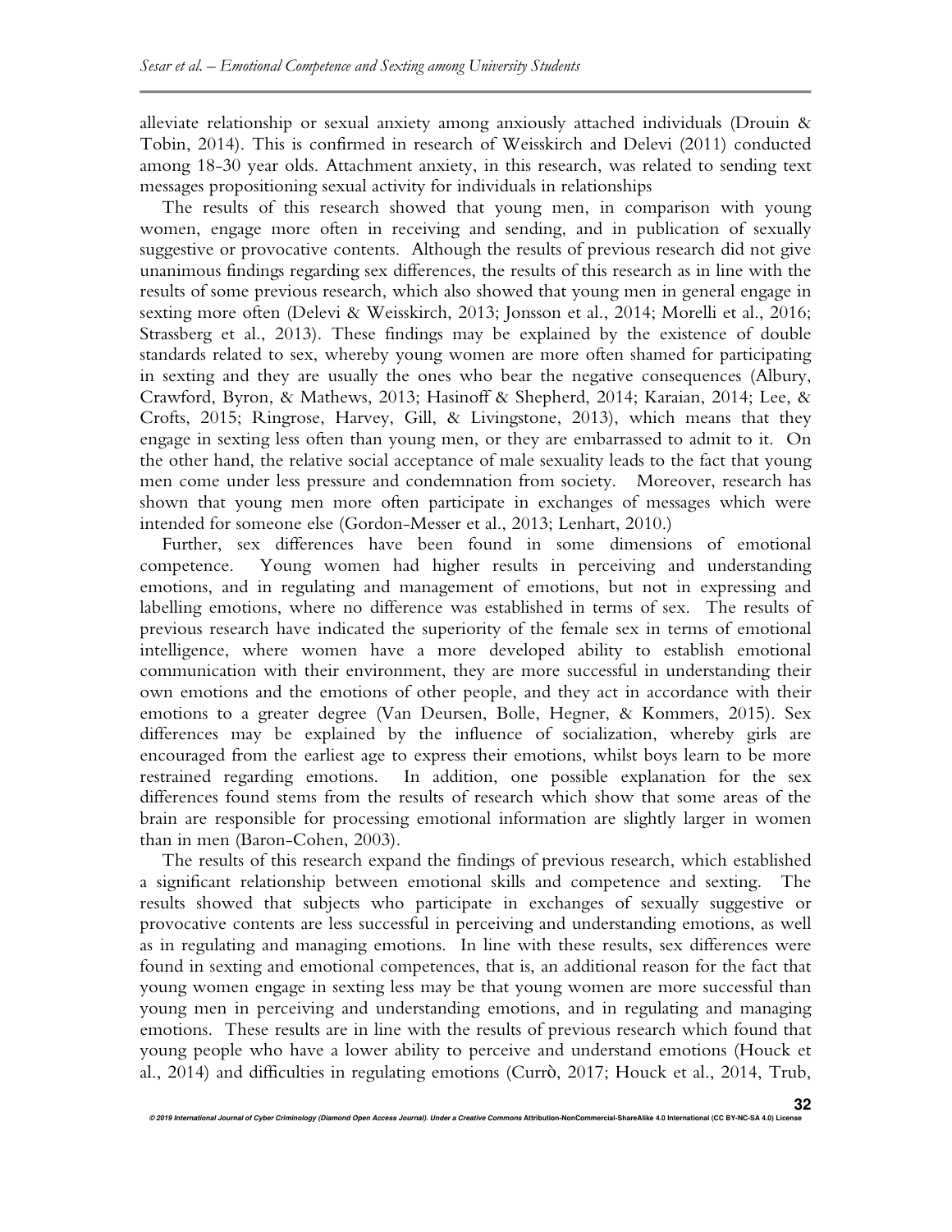alleviate relationship or sexual anxiety among anxiously attached individuals (Drouin & Tobin, 2014). This is confirmed in research of Weisskirch and Delevi (2011) conducted among 18-30 year olds. Attachment anxiety, in this research, was related to sending text messages propositioning sexual activity for individuals in relationships

The results of this research showed that young men, in comparison with young women, engage more often in receiving and sending, and in publication of sexually suggestive or provocative contents. Although the results of previous research did not give unanimous findings regarding sex differences, the results of this research as in line with the results of some previous research, which also showed that young men in general engage in sexting more often (Delevi & Weisskirch, 2013; Jonsson et al., 2014; Morelli et al., 2016; Strassberg et al., 2013). These findings may be explained by the existence of double standards related to sex, whereby young women are more often shamed for participating in sexting and they are usually the ones who bear the negative consequences (Albury, Crawford, Byron, & Mathews, 2013; Hasinoff & Shepherd, 2014; Karaian, 2014; Lee, & Crofts, 2015; Ringrose, Harvey, Gill, & Livingstone, 2013), which means that they engage in sexting less often than young men, or they are embarrassed to admit to it. On the other hand, the relative social acceptance of male sexuality leads to the fact that young men come under less pressure and condemnation from society. Moreover, research has shown that young men more often participate in exchanges of messages which were intended for someone else (Gordon-Messer et al., 2013; Lenhart, 2010.)

Further, sex differences have been found in some dimensions of emotional competence. Young women had higher results in perceiving and understanding emotions, and in regulating and management of emotions, but not in expressing and labelling emotions, where no difference was established in terms of sex. The results of previous research have indicated the superiority of the female sex in terms of emotional intelligence, where women have a more developed ability to establish emotional communication with their environment, they are more successful in understanding their own emotions and the emotions of other people, and they act in accordance with their emotions to a greater degree (Van Deursen, Bolle, Hegner, & Kommers, 2015). Sex differences may be explained by the influence of socialization, whereby girls are encouraged from the earliest age to express their emotions, whilst boys learn to be more restrained regarding emotions. In addition, one possible explanation for the sex differences found stems from the results of research which show that some areas of the brain are responsible for processing emotional information are slightly larger in women than in men (Baron-Cohen, 2003).

The results of this research expand the findings of previous research, which established a significant relationship between emotional skills and competence and sexting. The results showed that subjects who participate in exchanges of sexually suggestive or provocative contents are less successful in perceiving and understanding emotions, as well as in regulating and managing emotions. In line with these results, sex differences were found in sexting and emotional competences, that is, an additional reason for the fact that young women engage in sexting less may be that young women are more successful than young men in perceiving and understanding emotions, and in regulating and managing emotions. These results are in line with the results of previous research which found that young people who have a lower ability to perceive and understand emotions (Houck et al., 2014) and difficulties in regulating emotions (Currò, 2017; Houck et al., 2014, Trub,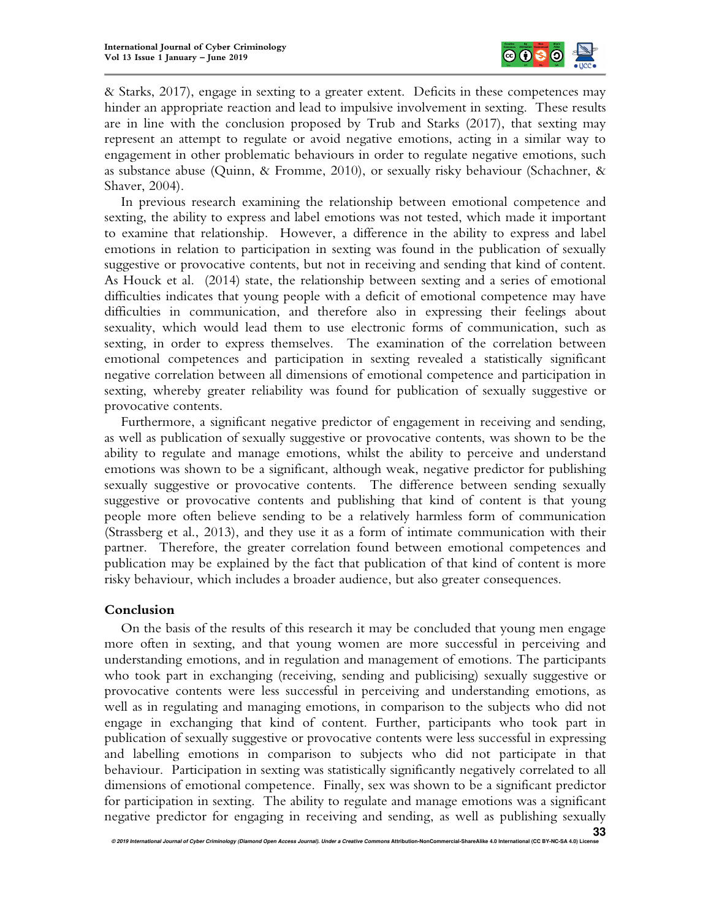& Starks, 2017), engage in sexting to a greater extent. Deficits in these competences may hinder an appropriate reaction and lead to impulsive involvement in sexting. These results are in line with the conclusion proposed by Trub and Starks (2017), that sexting may represent an attempt to regulate or avoid negative emotions, acting in a similar way to engagement in other problematic behaviours in order to regulate negative emotions, such as substance abuse (Quinn, & Fromme, 2010), or sexually risky behaviour (Schachner, & Shaver, 2004).

In previous research examining the relationship between emotional competence and sexting, the ability to express and label emotions was not tested, which made it important to examine that relationship. However, a difference in the ability to express and label emotions in relation to participation in sexting was found in the publication of sexually suggestive or provocative contents, but not in receiving and sending that kind of content. As Houck et al. (2014) state, the relationship between sexting and a series of emotional difficulties indicates that young people with a deficit of emotional competence may have difficulties in communication, and therefore also in expressing their feelings about sexuality, which would lead them to use electronic forms of communication, such as sexting, in order to express themselves. The examination of the correlation between emotional competences and participation in sexting revealed a statistically significant negative correlation between all dimensions of emotional competence and participation in sexting, whereby greater reliability was found for publication of sexually suggestive or provocative contents.

Furthermore, a significant negative predictor of engagement in receiving and sending, as well as publication of sexually suggestive or provocative contents, was shown to be the ability to regulate and manage emotions, whilst the ability to perceive and understand emotions was shown to be a significant, although weak, negative predictor for publishing sexually suggestive or provocative contents. The difference between sending sexually suggestive or provocative contents and publishing that kind of content is that young people more often believe sending to be a relatively harmless form of communication (Strassberg et al., 2013), and they use it as a form of intimate communication with their partner. Therefore, the greater correlation found between emotional competences and publication may be explained by the fact that publication of that kind of content is more risky behaviour, which includes a broader audience, but also greater consequences.

## Conclusion

On the basis of the results of this research it may be concluded that young men engage more often in sexting, and that young women are more successful in perceiving and understanding emotions, and in regulation and management of emotions. The participants who took part in exchanging (receiving, sending and publicising) sexually suggestive or provocative contents were less successful in perceiving and understanding emotions, as well as in regulating and managing emotions, in comparison to the subjects who did not engage in exchanging that kind of content. Further, participants who took part in publication of sexually suggestive or provocative contents were less successful in expressing and labelling emotions in comparison to subjects who did not participate in that behaviour. Participation in sexting was statistically significantly negatively correlated to all dimensions of emotional competence. Finally, sex was shown to be a significant predictor for participation in sexting. The ability to regulate and manage emotions was a significant negative predictor for engaging in receiving and sending, as well as publishing sexually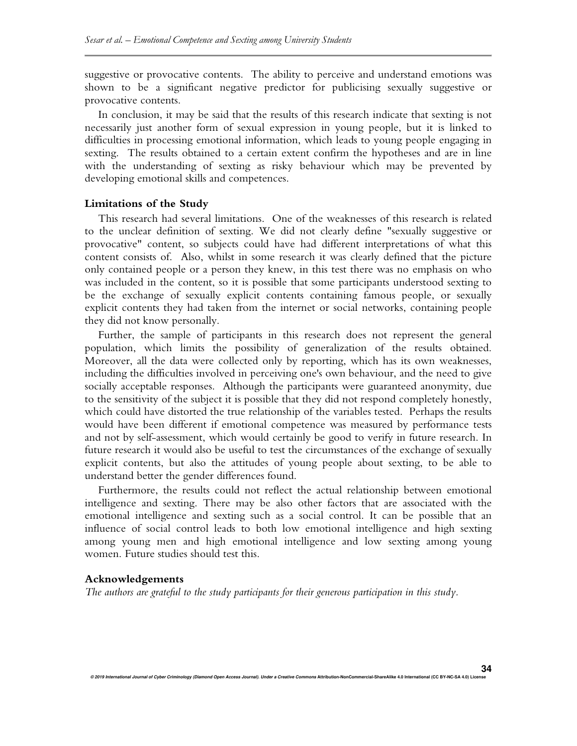suggestive or provocative contents. The ability to perceive and understand emotions was shown to be a significant negative predictor for publicising sexually suggestive or provocative contents.

In conclusion, it may be said that the results of this research indicate that sexting is not necessarily just another form of sexual expression in young people, but it is linked to difficulties in processing emotional information, which leads to young people engaging in sexting. The results obtained to a certain extent confirm the hypotheses and are in line with the understanding of sexting as risky behaviour which may be prevented by developing emotional skills and competences.

### Limitations of the Study

This research had several limitations. One of the weaknesses of this research is related to the unclear definition of sexting. We did not clearly define "sexually suggestive or provocative" content, so subjects could have had different interpretations of what this content consists of. Also, whilst in some research it was clearly defined that the picture only contained people or a person they knew, in this test there was no emphasis on who was included in the content, so it is possible that some participants understood sexting to be the exchange of sexually explicit contents containing famous people, or sexually explicit contents they had taken from the internet or social networks, containing people they did not know personally.

Further, the sample of participants in this research does not represent the general population, which limits the possibility of generalization of the results obtained. Moreover, all the data were collected only by reporting, which has its own weaknesses, including the difficulties involved in perceiving one's own behaviour, and the need to give socially acceptable responses. Although the participants were guaranteed anonymity, due to the sensitivity of the subject it is possible that they did not respond completely honestly, which could have distorted the true relationship of the variables tested. Perhaps the results would have been different if emotional competence was measured by performance tests and not by self-assessment, which would certainly be good to verify in future research. In future research it would also be useful to test the circumstances of the exchange of sexually explicit contents, but also the attitudes of young people about sexting, to be able to understand better the gender differences found.

Furthermore, the results could not reflect the actual relationship between emotional intelligence and sexting. There may be also other factors that are associated with the emotional intelligence and sexting such as a social control. It can be possible that an influence of social control leads to both low emotional intelligence and high sexting among young men and high emotional intelligence and low sexting among young women. Future studies should test this.

### Acknowledgements

*The authors are grateful to the study participants for their generous participation in this study.*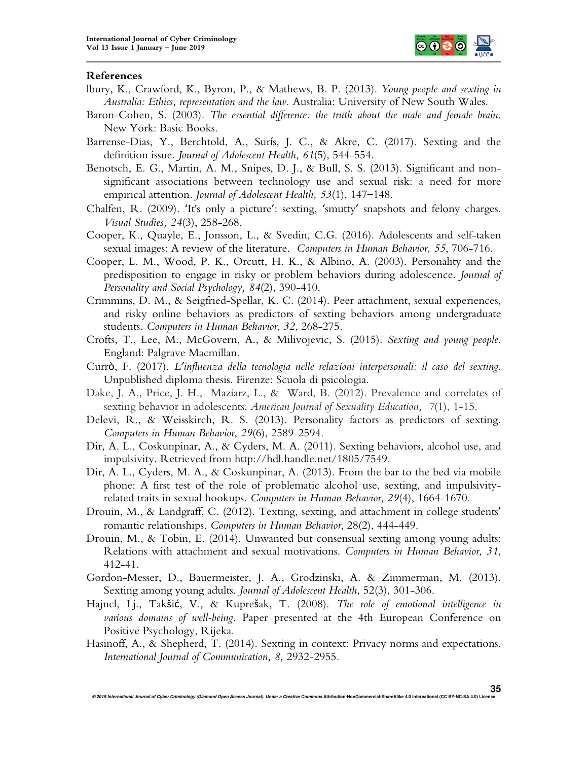## References

lbury, K., Crawford, K., Byron, P., & Mathews, B. P. (2013). *Young people and sexting in Australia: Ethics, representation and the law.* Australia: University of New South Wales.

Baron-Cohen, S. (2003). *The essential difference: the truth about the male and female brain.* New York: Basic Books.

Barrense-Dias, Y., Berchtold, A., Surís, J. C., & Akre, C. (2017). Sexting and the definition issue. *Journal of Adolescent Health*, *61*(5), 544-554.

Benotsch, E. G., Martin, A. M., Snipes, D. J., & Bull, S. S. (2013). Significant and non-significant associations between technology use and sexual risk: a need for more empirical attention. *Journal of Adolescent Health, 53*(1), 147–148.

Chalfen, R. (2009). 'It's only a picture': sexting, 'smutty' snapshots and felony charges. *Visual Studies, 24*(3), 258-268.

Cooper, K., Quayle, E., Jonsson, L., & Svedin, C.G. (2016). Adolescents and self-taken sexual images: A review of the literature. *Computers in Human Behavior, 55*, 706-716.

Cooper, L. M., Wood, P. K., Orcutt, H. K., & Albino, A. (2003). Personality and the predisposition to engage in risky or problem behaviors during adolescence. *Journal of Personality and Social Psychology, 84*(2), 390-410.

Crimmins, D. M., & Seigfried-Spellar, K. C. (2014). Peer attachment, sexual experiences, and risky online behaviors as predictors of sexting behaviors among undergraduate students. *Computers in Human Behavior*, *32*, 268-275.

Crofts, T., Lee, M., McGovern, A., & Milivojevic, S. (2015). *Sexting and young people.* England: Palgrave Macmillan.

Currò, F. (2017). *L'influenza della tecnologia nelle relazioni interpersonali: il caso del sexting.* Unpublished diploma thesis. Firenze: Scuola di psicologia.

Dake, J. A., Price, J. H., Maziarz, L., & Ward, B. (2012). Prevalence and correlates of sexting behavior in adolescents. *American Journal of Sexuality Education,* 7(1), 1-15.

Delevi, R., & Weisskirch, R. S. (2013). Personality factors as predictors of sexting. *Computers in Human Behavior*, *29*(6), 2589-2594.

Dir, A. L., Coskunpinar, A., & Cyders, M. A. (2011). Sexting behaviors, alcohol use, and impulsivity. Retrieved from http://hdl.handle.net/1805/7549.

Dir, A. L., Cyders, M. A., & Coskunpinar, A. (2013). From the bar to the bed via mobile phone: A first test of the role of problematic alcohol use, sexting, and impulsivity-related traits in sexual hookups. *Computers in Human Behavior*, *29*(4), 1664-1670.

Drouin, M., & Landgraff, C. (2012). Texting, sexting, and attachment in college students' romantic relationships. *Computers in Human Behavior*, 28(2), 444-449.

Drouin, M., & Tobin, E. (2014). Unwanted but consensual sexting among young adults: Relations with attachment and sexual motivations. *Computers in Human Behavior*, *31*, 412-41.

Gordon-Messer, D., Bauermeister, J. A., Grodzinski, A. & Zimmerman, M. (2013). Sexting among young adults. *Journal of Adolescent Health*, 52(3), 301-306.

Hajncl, Lj., Takšić, V., & Kuprešak, T. (2008). *The role of emotional intelligence in various domains of well-being.* Paper presented at the 4th European Conference on Positive Psychology, Rijeka.

Hasinoff, A., & Shepherd, T. (2014). Sexting in context: Privacy norms and expectations. *International Journal of Communication, 8,* 2932-2955.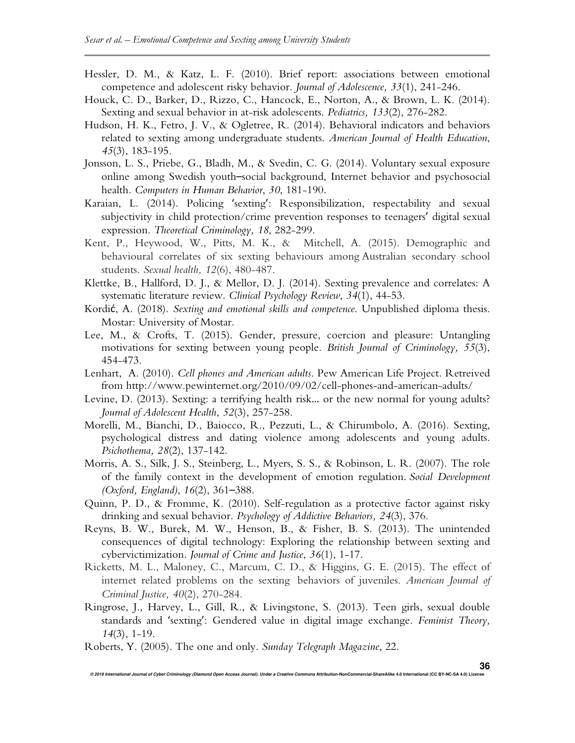Hessler, D. M., & Katz, L. F. (2010). Brief report: associations between emotional competence and adolescent risky behavior. *Journal of Adolescence, 33*(1), 241-246.

Houck, C. D., Barker, D., Rizzo, C., Hancock, E., Norton, A., & Brown, L. K. (2014). Sexting and sexual behavior in at-risk adolescents. *Pediatrics, 133*(2), 276-282.

Hudson, H. K., Fetro, J. V., & Ogletree, R. (2014). Behavioral indicators and behaviors related to sexting among undergraduate students. *American Journal of Health Education*, *45*(3), 183-195.

Jonsson, L. S., Priebe, G., Bladh, M., & Svedin, C. G. (2014). Voluntary sexual exposure online among Swedish youth–social background, Internet behavior and psychosocial health. *Computers in Human Behavior*, *30*, 181-190.

Karaian, L. (2014). Policing 'sexting': Responsibilization, respectability and sexual subjectivity in child protection/crime prevention responses to teenagers' digital sexual expression. *Theoretical Criminology, 18*, 282-299.

Kent, P., Heywood, W., Pitts, M. K., & Mitchell, A. (2015). Demographic and behavioural correlates of six sexting behaviours among Australian secondary school students. *Sexual health, 12*(6), 480-487.

Klettke, B., Hallford, D. J., & Mellor, D. J. (2014). Sexting prevalence and correlates: A systematic literature review. *Clinical Psychology Review*, *34*(1), 44-53.

Kordić, A. (2018). *Sexting and emotional skills and competence*. Unpublished diploma thesis. Mostar: University of Mostar.

Lee, M., & Crofts, T. (2015). Gender, pressure, coercion and pleasure: Untangling motivations for sexting between young people. *British Journal of Criminology, 55*(3), 454-473.

Lenhart, A. (2010). *Cell phones and American adults*. Pew American Life Project. Retreived from http://www.pewinternet.org/2010/09/02/cell-phones-and-american-adults/

Levine, D. (2013). Sexting: a terrifying health risk... or the new normal for young adults? *Journal of Adolescent Health*, *52*(3), 257-258.

Morelli, M., Bianchi, D., Baiocco, R., Pezzuti, L., & Chirumbolo, A. (2016). Sexting, psychological distress and dating violence among adolescents and young adults. *Psichothema, 28*(2), 137-142.

Morris, A. S., Silk, J. S., Steinberg, L., Myers, S. S., & Robinson, L. R. (2007). The role of the family context in the development of emotion regulation. *Social Development (Oxford, England)*, *16*(2), 361–388.

Quinn, P. D., & Fromme, K. (2010). Self-regulation as a protective factor against risky drinking and sexual behavior. *Psychology of Addictive Behaviors, 24*(3), 376.

Reyns, B. W., Burek, M. W., Henson, B., & Fisher, B. S. (2013). The unintended consequences of digital technology: Exploring the relationship between sexting and cybervictimization. *Journal of Crime and Justice*, *36*(1), 1-17.

Ricketts, M. L., Maloney, C., Marcum, C. D., & Higgins, G. E. (2015). The effect of internet related problems on the sexting behaviors of juveniles. *American Journal of Criminal Justice, 40*(2), 270-284.

Ringrose, J., Harvey, L., Gill, R., & Livingstone, S. (2013). Teen girls, sexual double standards and 'sexting': Gendered value in digital image exchange. *Feminist Theory, 14*(3), 1-19.

Roberts, Y. (2005). The one and only. *Sunday Telegraph Magazine*, 22.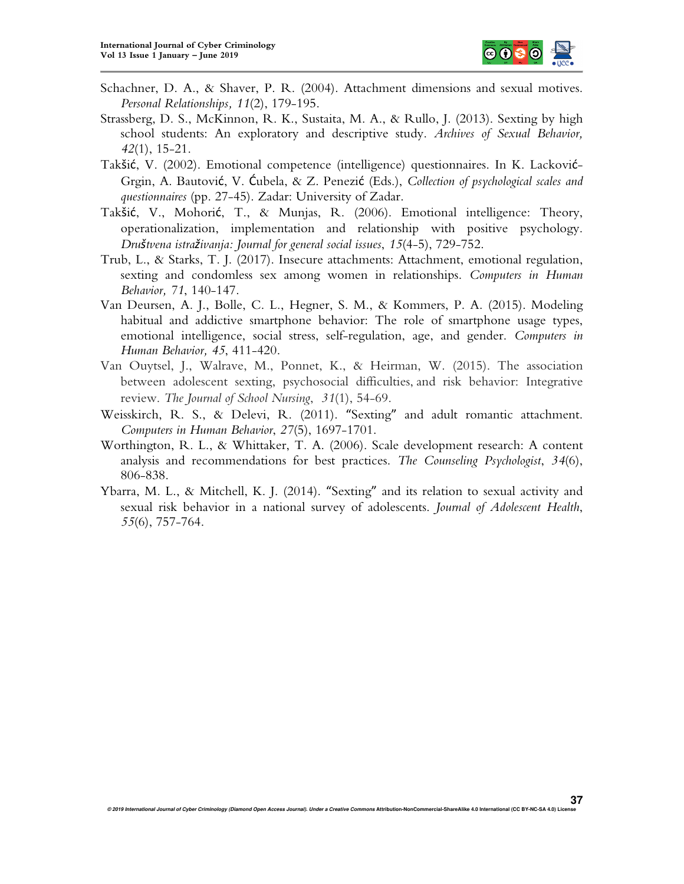Schachner, D. A., & Shaver, P. R. (2004). Attachment dimensions and sexual motives. *Personal Relationships, 11*(2), 179-195.

Strassberg, D. S., McKinnon, R. K., Sustaita, M. A., & Rullo, J. (2013). Sexting by high school students: An exploratory and descriptive study. *Archives of Sexual Behavior, 42*(1), 15-21.

Takšić, V. (2002). Emotional competence (intelligence) questionnaires. In K. Lacković-Grgin, A. Bautović, V. Ćubela, & Z. Penezić (Eds.), *Collection of psychological scales and questionnaires* (pp. 27-45). Zadar: University of Zadar.

Takšić, V., Mohorić, T., & Munjas, R. (2006). Emotional intelligence: Theory, operationalization, implementation and relationship with positive psychology. *Društvena istraživanja: Journal for general social issues*, *15*(4-5), 729-752.

Trub, L., & Starks, T. J. (2017). Insecure attachments: Attachment, emotional regulation, sexting and condomless sex among women in relationships. *Computers in Human Behavior, 71*, 140-147.

Van Deursen, A. J., Bolle, C. L., Hegner, S. M., & Kommers, P. A. (2015). Modeling habitual and addictive smartphone behavior: The role of smartphone usage types, emotional intelligence, social stress, self-regulation, age, and gender. *Computers in Human Behavior, 45*, 411-420.

Van Ouytsel, J., Walrave, M., Ponnet, K., & Heirman, W. (2015). The association between adolescent sexting, psychosocial difficulties, and risk behavior: Integrative review. *The Journal of School Nursing*, *31*(1), 54-69.

Weisskirch, R. S., & Delevi, R. (2011). "Sexting" and adult romantic attachment. *Computers in Human Behavior*, *27*(5), 1697-1701.

Worthington, R. L., & Whittaker, T. A. (2006). Scale development research: A content analysis and recommendations for best practices. *The Counseling Psychologist*, *34*(6), 806-838.

Ybarra, M. L., & Mitchell, K. J. (2014). "Sexting" and its relation to sexual activity and sexual risk behavior in a national survey of adolescents. *Journal of Adolescent Health*, *55*(6), 757-764.